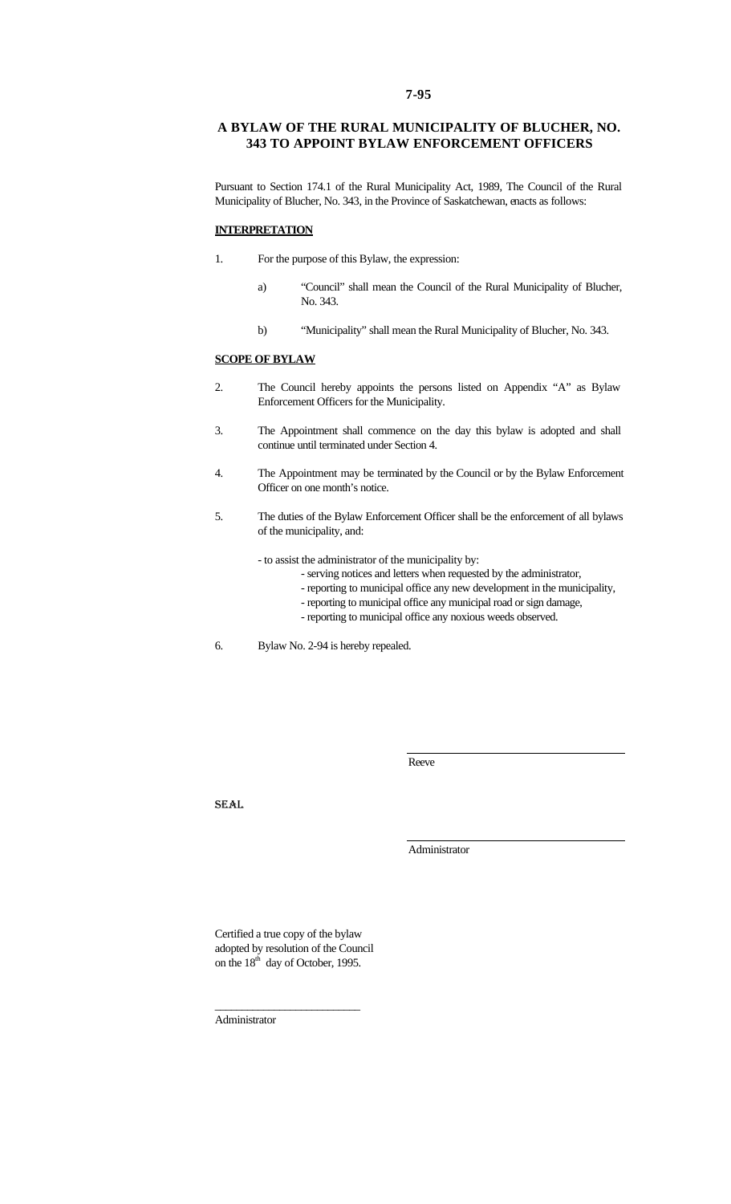**7-95**

# A BYLAW OF THE RURAL MUNICIPALITY OF BLUCHER, NO. 343 TO APPOINT BYLAW ENFORCEMENT OFFICERS

Pursuant to Section 174.1 of the Rural Municipality Act, 1989, The Council of the Rural Municipality of Blucher, No. 343, in the Province of Saskatchewan, enacts as follows:

**INTERPRETATION**

1. For the purpose of this Bylaw, the expression:

   a) "Council" shall mean the Council of the Rural Municipality of Blucher, No. 343.

   b) "Municipality" shall mean the Rural Municipality of Blucher, No. 343.

**SCOPE OF BYLAW**

2. The Council hereby appoints the persons listed on Appendix "A" as Bylaw Enforcement Officers for the Municipality.

3. The Appointment shall commence on the day this bylaw is adopted and shall continue until terminated under Section 4.

4. The Appointment may be terminated by the Council or by the Bylaw Enforcement Officer on one month's notice.

5. The duties of the Bylaw Enforcement Officer shall be the enforcement of all bylaws of the municipality, and:

   - to assist the administrator of the municipality by:
     - serving notices and letters when requested by the administrator,
     - reporting to municipal office any new development in the municipality,
     - reporting to municipal office any municipal road or sign damage,
     - reporting to municipal office any noxious weeds observed.

6. Bylaw No. 2-94 is hereby repealed.

\_\_\_\_\_\_\_\_\_\_\_\_\_\_\_\_\_\_\_\_\_\_\_\_\_\_\_\_\_\_
Reeve

SEAL

\_\_\_\_\_\_\_\_\_\_\_\_\_\_\_\_\_\_\_\_\_\_\_\_\_\_\_\_\_\_
Administrator

Certified a true copy of the bylaw adopted by resolution of the Council on the 18th day of October, 1995.

\_\_\_\_\_\_\_\_\_\_\_\_\_\_\_\_\_\_\_\_\_\_\_\_\_\_\_\_\_\_
Administrator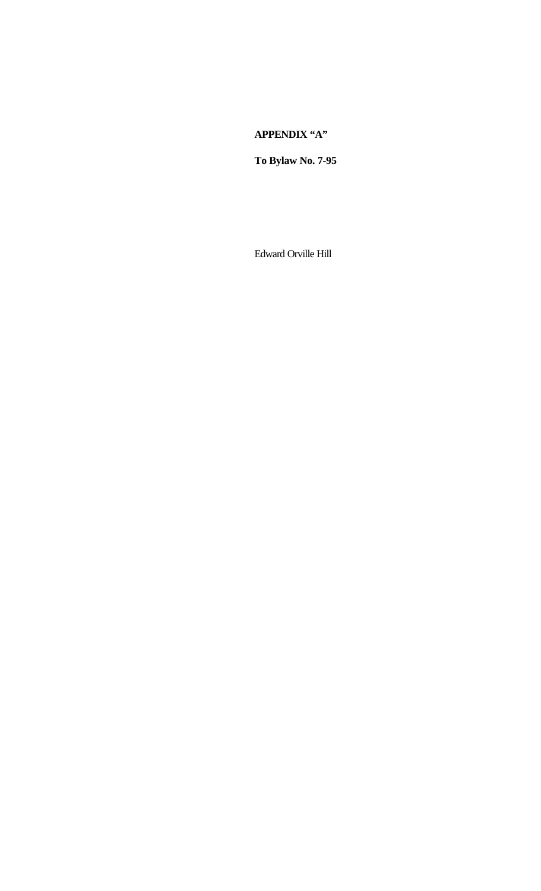**APPENDIX "A"**

**To Bylaw No. 7-95**

Edward Orville Hill